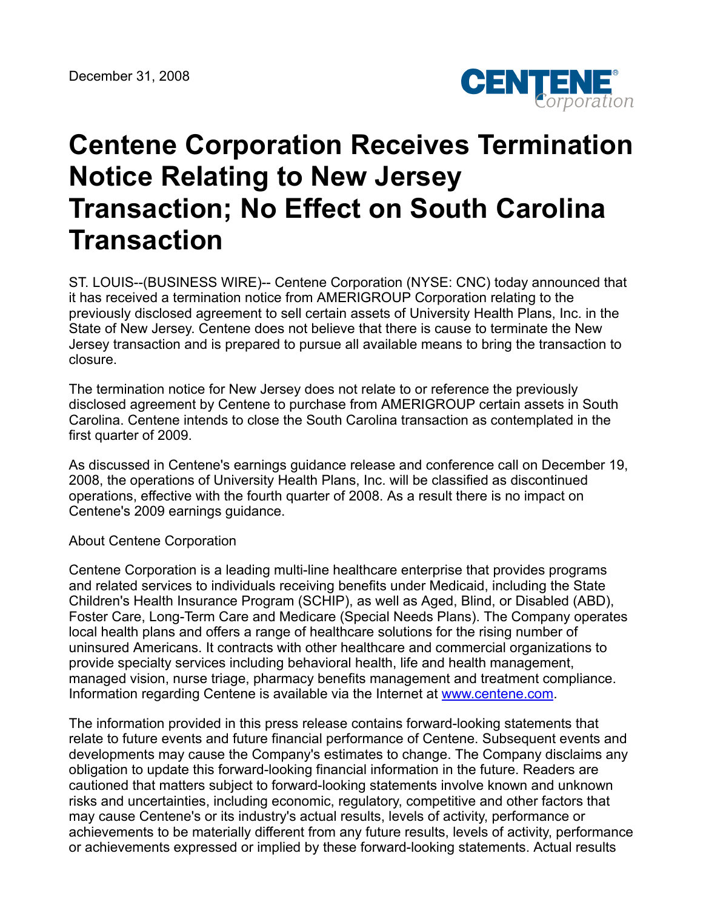December 31, 2008

# Centene Corporation Receives Termination Notice Relating to New Jersey Transaction; No Effect on South Carolina Transaction

ST. LOUIS--(BUSINESS WIRE)-- Centene Corporation (NYSE: CNC) today announced that it has received a termination notice from AMERIGROUP Corporation relating to the previously disclosed agreement to sell certain assets of University Health Plans, Inc. in the State of New Jersey. Centene does not believe that there is cause to terminate the New Jersey transaction and is prepared to pursue all available means to bring the transaction to closure.

The termination notice for New Jersey does not relate to or reference the previously disclosed agreement by Centene to purchase from AMERIGROUP certain assets in South Carolina. Centene intends to close the South Carolina transaction as contemplated in the first quarter of 2009.

As discussed in Centene's earnings guidance release and conference call on December 19, 2008, the operations of University Health Plans, Inc. will be classified as discontinued operations, effective with the fourth quarter of 2008. As a result there is no impact on Centene's 2009 earnings guidance.

About Centene Corporation

Centene Corporation is a leading multi-line healthcare enterprise that provides programs and related services to individuals receiving benefits under Medicaid, including the State Children's Health Insurance Program (SCHIP), as well as Aged, Blind, or Disabled (ABD), Foster Care, Long-Term Care and Medicare (Special Needs Plans). The Company operates local health plans and offers a range of healthcare solutions for the rising number of uninsured Americans. It contracts with other healthcare and commercial organizations to provide specialty services including behavioral health, life and health management, managed vision, nurse triage, pharmacy benefits management and treatment compliance. Information regarding Centene is available via the Internet at [www.centene.com](http://www.centene.com).

The information provided in this press release contains forward-looking statements that relate to future events and future financial performance of Centene. Subsequent events and developments may cause the Company's estimates to change. The Company disclaims any obligation to update this forward-looking financial information in the future. Readers are cautioned that matters subject to forward-looking statements involve known and unknown risks and uncertainties, including economic, regulatory, competitive and other factors that may cause Centene's or its industry's actual results, levels of activity, performance or achievements to be materially different from any future results, levels of activity, performance or achievements expressed or implied by these forward-looking statements. Actual results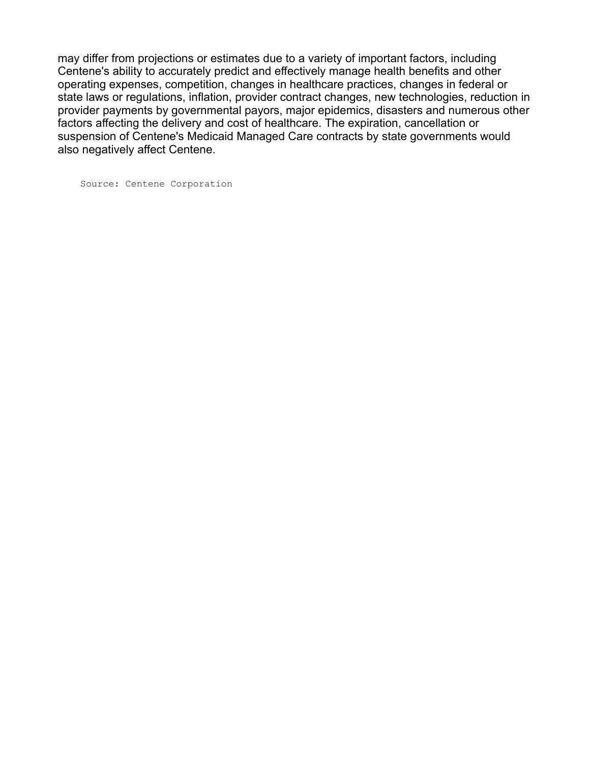may differ from projections or estimates due to a variety of important factors, including Centene's ability to accurately predict and effectively manage health benefits and other operating expenses, competition, changes in healthcare practices, changes in federal or state laws or regulations, inflation, provider contract changes, new technologies, reduction in provider payments by governmental payors, major epidemics, disasters and numerous other factors affecting the delivery and cost of healthcare. The expiration, cancellation or suspension of Centene's Medicaid Managed Care contracts by state governments would also negatively affect Centene.

Source: Centene Corporation